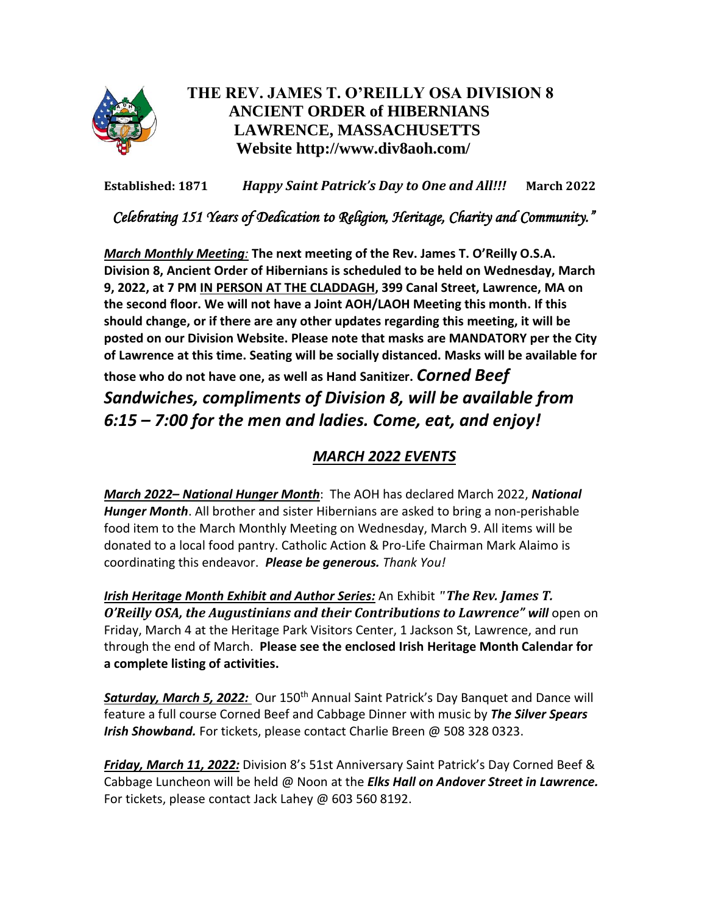# THE REV. JAMES T. O'REILLY OSA DIVISION 8
## ANCIENT ORDER of HIBERNIANS
## LAWRENCE, MASSACHUSETTS
**Website http://www.div8aoh.com/**

**Established: 1871** ***Happy Saint Patrick's Day to One and All!!!*** **March 2022**

*Celebrating 151 Years of Dedication to Religion, Heritage, Charity and Community."*

***March Monthly Meeting:*** **The next meeting of the Rev. James T. O'Reilly O.S.A. Division 8, Ancient Order of Hibernians is scheduled to be held on Wednesday, March 9, 2022, at 7 PM IN PERSON AT THE CLADDAGH, 399 Canal Street, Lawrence, MA on the second floor. We will not have a Joint AOH/LAOH Meeting this month. If this should change, or if there are any other updates regarding this meeting, it will be posted on our Division Website. Please note that masks are MANDATORY per the City of Lawrence at this time. Seating will be socially distanced. Masks will be available for those who do not have one, as well as Hand Sanitizer.** ***Corned Beef Sandwiches, compliments of Division 8, will be available from 6:15 – 7:00 for the men and ladies. Come, eat, and enjoy!***

## *MARCH 2022 EVENTS*

***March 2022– National Hunger Month***: The AOH has declared March 2022, ***National Hunger Month***. All brother and sister Hibernians are asked to bring a non-perishable food item to the March Monthly Meeting on Wednesday, March 9. All items will be donated to a local food pantry. Catholic Action & Pro-Life Chairman Mark Alaimo is coordinating this endeavor. ***Please be generous.*** *Thank You!*

***Irish Heritage Month Exhibit and Author Series:*** An Exhibit ***"The Rev. James T. O'Reilly OSA, the Augustinians and their Contributions to Lawrence" will*** open on Friday, March 4 at the Heritage Park Visitors Center, 1 Jackson St, Lawrence, and run through the end of March. **Please see the enclosed Irish Heritage Month Calendar for a complete listing of activities.**

***Saturday, March 5, 2022:*** Our 150th Annual Saint Patrick's Day Banquet and Dance will feature a full course Corned Beef and Cabbage Dinner with music by ***The Silver Spears Irish Showband.*** For tickets, please contact Charlie Breen @ 508 328 0323.

***Friday, March 11, 2022:*** Division 8's 51st Anniversary Saint Patrick's Day Corned Beef & Cabbage Luncheon will be held @ Noon at the ***Elks Hall on Andover Street in Lawrence.*** For tickets, please contact Jack Lahey @ 603 560 8192.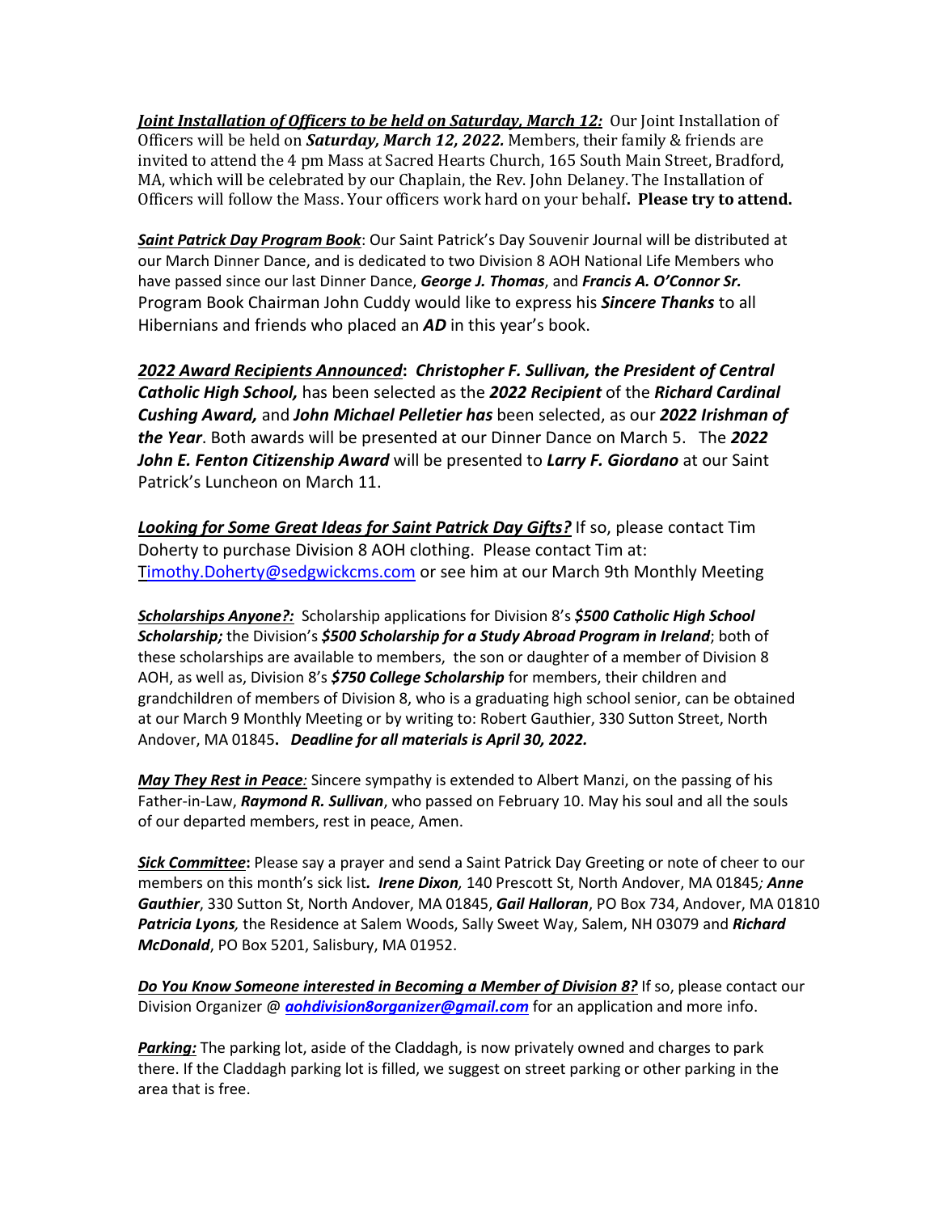***Joint Installation of Officers to be held on Saturday, March 12:*** Our Joint Installation of Officers will be held on ***Saturday, March 12, 2022.*** Members, their family & friends are invited to attend the 4 pm Mass at Sacred Hearts Church, 165 South Main Street, Bradford, MA, which will be celebrated by our Chaplain, the Rev. John Delaney. The Installation of Officers will follow the Mass. Your officers work hard on your behalf**. Please try to attend.**

***Saint Patrick Day Program Book***: Our Saint Patrick's Day Souvenir Journal will be distributed at our March Dinner Dance, and is dedicated to two Division 8 AOH National Life Members who have passed since our last Dinner Dance, ***George J. Thomas***, and ***Francis A. O'Connor Sr.*** Program Book Chairman John Cuddy would like to express his ***Sincere Thanks*** to all Hibernians and friends who placed an ***AD*** in this year's book.

***2022 Award Recipients Announced*: *Christopher F. Sullivan, the President of Central Catholic High School,*** has been selected as the ***2022 Recipient*** of the ***Richard Cardinal Cushing Award,*** and ***John Michael Pelletier has*** been selected, as our ***2022 Irishman of the Year***. Both awards will be presented at our Dinner Dance on March 5. The ***2022 John E. Fenton Citizenship Award*** will be presented to ***Larry F. Giordano*** at our Saint Patrick's Luncheon on March 11.

***Looking for Some Great Ideas for Saint Patrick Day Gifts?*** If so, please contact Tim Doherty to purchase Division 8 AOH clothing. Please contact Tim at: Timothy.Doherty@sedgwickcms.com or see him at our March 9th Monthly Meeting

***Scholarships Anyone?:*** Scholarship applications for Division 8's ***$500 Catholic High School Scholarship;*** the Division's ***$500 Scholarship for a Study Abroad Program in Ireland***; both of these scholarships are available to members, the son or daughter of a member of Division 8 AOH, as well as, Division 8's ***$750 College Scholarship*** for members, their children and grandchildren of members of Division 8, who is a graduating high school senior, can be obtained at our March 9 Monthly Meeting or by writing to: Robert Gauthier, 330 Sutton Street, North Andover, MA 01845**.** ***Deadline for all materials is April 30, 2022.***

***May They Rest in Peace:*** Sincere sympathy is extended to Albert Manzi, on the passing of his Father-in-Law, ***Raymond R. Sullivan***, who passed on February 10. May his soul and all the souls of our departed members, rest in peace, Amen.

***Sick Committee*:** Please say a prayer and send a Saint Patrick Day Greeting or note of cheer to our members on this month's sick list***. Irene Dixon,*** 140 Prescott St, North Andover, MA 01845***; Anne Gauthier***, 330 Sutton St, North Andover, MA 01845, ***Gail Halloran***, PO Box 734, Andover, MA 01810 ***Patricia Lyons,*** the Residence at Salem Woods, Sally Sweet Way, Salem, NH 03079 and ***Richard McDonald***, PO Box 5201, Salisbury, MA 01952.

***Do You Know Someone interested in Becoming a Member of Division 8?*** If so, please contact our Division Organizer @ ***aohdivision8organizer@gmail.com*** for an application and more info.

***Parking:*** The parking lot, aside of the Claddagh, is now privately owned and charges to park there. If the Claddagh parking lot is filled, we suggest on street parking or other parking in the area that is free.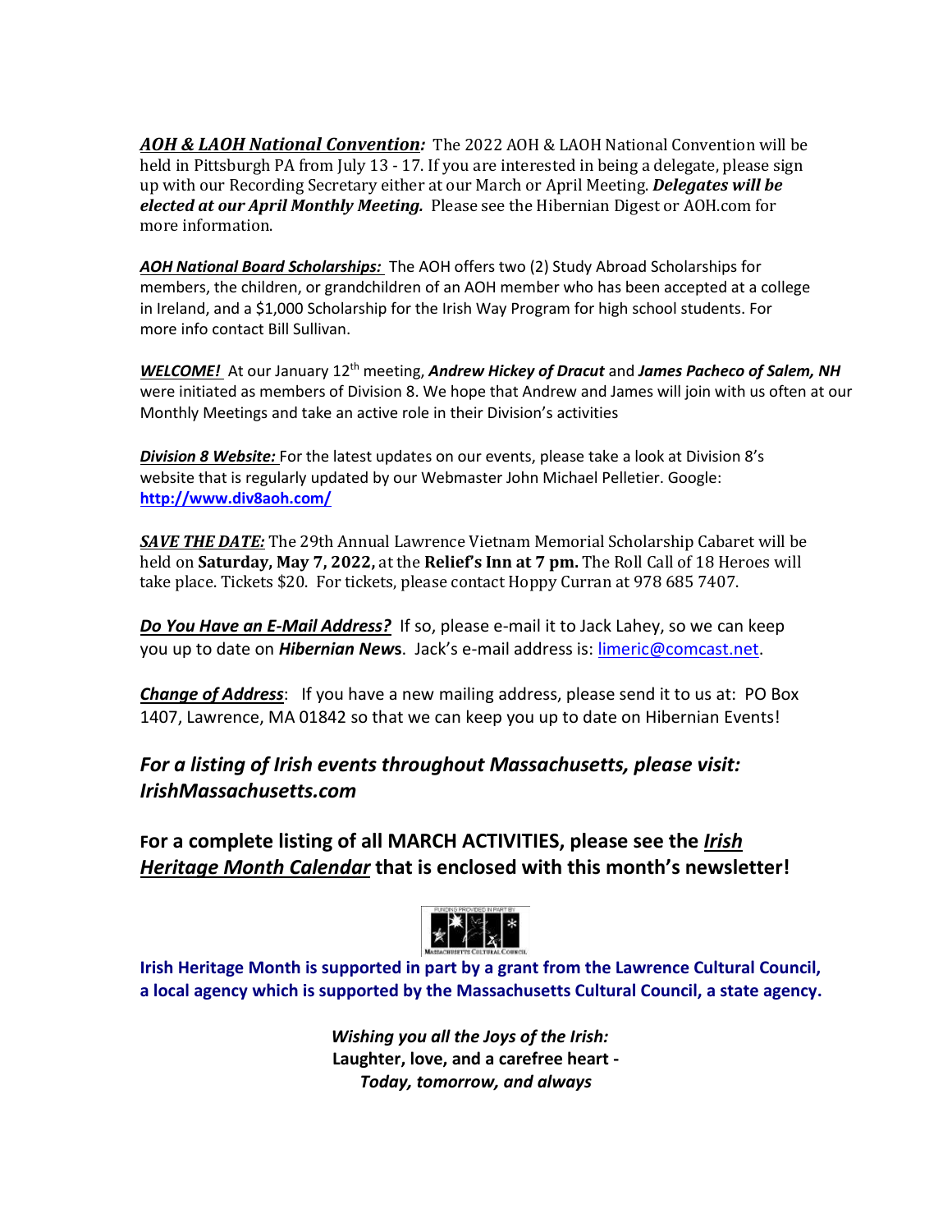***AOH & LAOH National Convention:*** The 2022 AOH & LAOH National Convention will be held in Pittsburgh PA from July 13 - 17. If you are interested in being a delegate, please sign up with our Recording Secretary either at our March or April Meeting. ***Delegates will be elected at our April Monthly Meeting.*** Please see the Hibernian Digest or AOH.com for more information.

***AOH National Board Scholarships:*** The AOH offers two (2) Study Abroad Scholarships for members, the children, or grandchildren of an AOH member who has been accepted at a college in Ireland, and a $1,000 Scholarship for the Irish Way Program for high school students. For more info contact Bill Sullivan.

***WELCOME!*** At our January 12th meeting, ***Andrew Hickey of Dracut*** and ***James Pacheco of Salem, NH*** were initiated as members of Division 8. We hope that Andrew and James will join with us often at our Monthly Meetings and take an active role in their Division's activities

***Division 8 Website:*** For the latest updates on our events, please take a look at Division 8's website that is regularly updated by our Webmaster John Michael Pelletier. Google: **http://www.div8aoh.com/**

***SAVE THE DATE:*** The 29th Annual Lawrence Vietnam Memorial Scholarship Cabaret will be held on **Saturday, May 7, 2022,** at the **Relief's Inn at 7 pm.** The Roll Call of 18 Heroes will take place. Tickets $20. For tickets, please contact Hoppy Curran at 978 685 7407.

***Do You Have an E-Mail Address?*** If so, please e-mail it to Jack Lahey, so we can keep you up to date on ***Hibernian News***. Jack's e-mail address is: limeric@comcast.net.

***Change of Address***: If you have a new mailing address, please send it to us at: PO Box 1407, Lawrence, MA 01842 so that we can keep you up to date on Hibernian Events!

***For a listing of Irish events throughout Massachusetts, please visit: IrishMassachusetts.com***

**For a complete listing of all MARCH ACTIVITIES, please see the *Irish Heritage Month Calendar* that is enclosed with this month's newsletter!**

**Irish Heritage Month is supported in part by a grant from the Lawrence Cultural Council, a local agency which is supported by the Massachusetts Cultural Council, a state agency.**

*Wishing you all the Joys of the Irish:*
**Laughter, love, and a carefree heart -**
*Today, tomorrow, and always*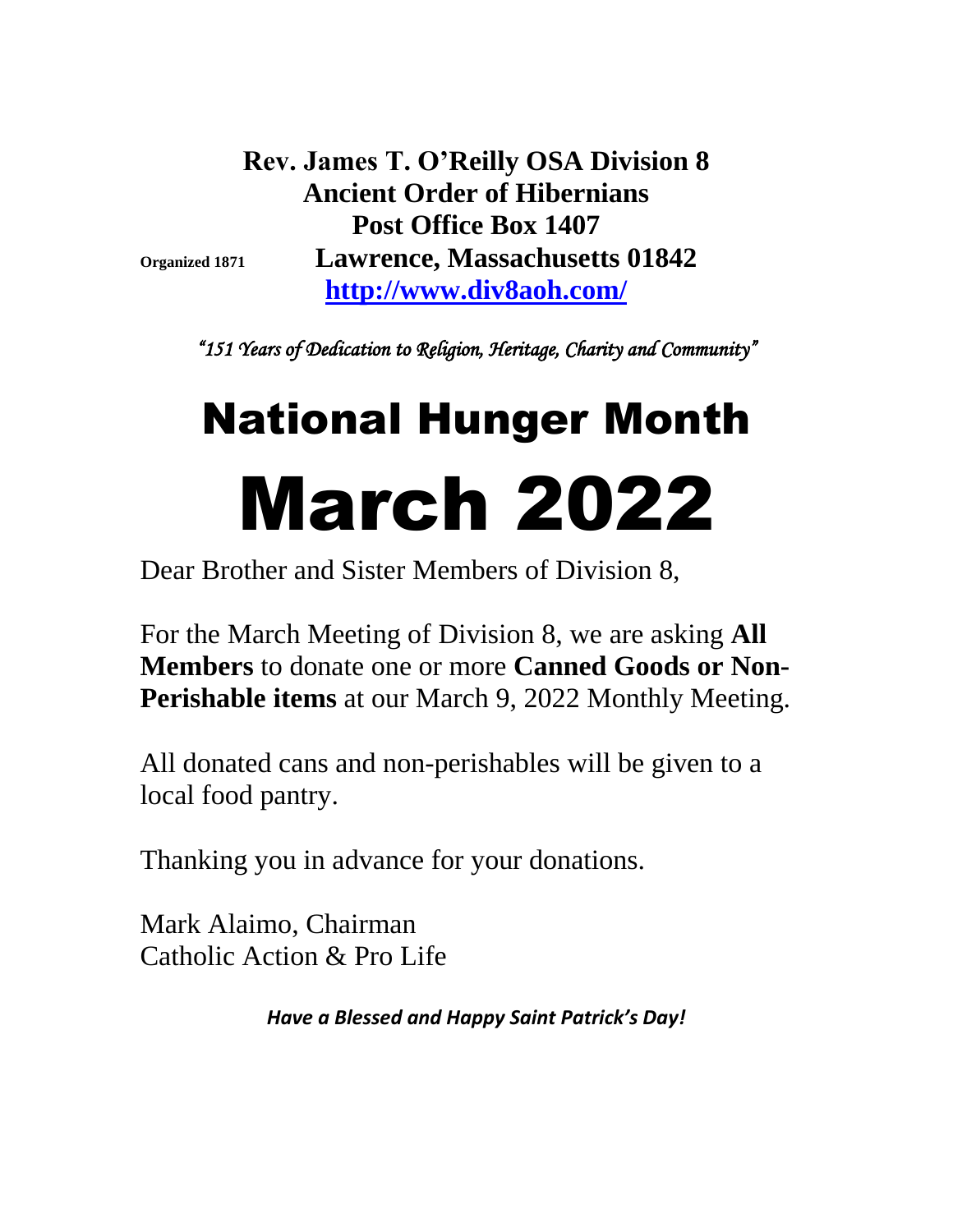**Rev. James T. O'Reilly OSA Division 8**
**Ancient Order of Hibernians**
**Post Office Box 1407**
**Lawrence, Massachusetts 01842**
**http://www.div8aoh.com/**

**Organized 1871**

*"151 Years of Dedication to Religion, Heritage, Charity and Community"*

# National Hunger Month

# March 2022

Dear Brother and Sister Members of Division 8,

For the March Meeting of Division 8, we are asking **All Members** to donate one or more **Canned Goods or Non-Perishable items** at our March 9, 2022 Monthly Meeting.

All donated cans and non-perishables will be given to a local food pantry.

Thanking you in advance for your donations.

Mark Alaimo, Chairman
Catholic Action & Pro Life

***Have a Blessed and Happy Saint Patrick's Day!***